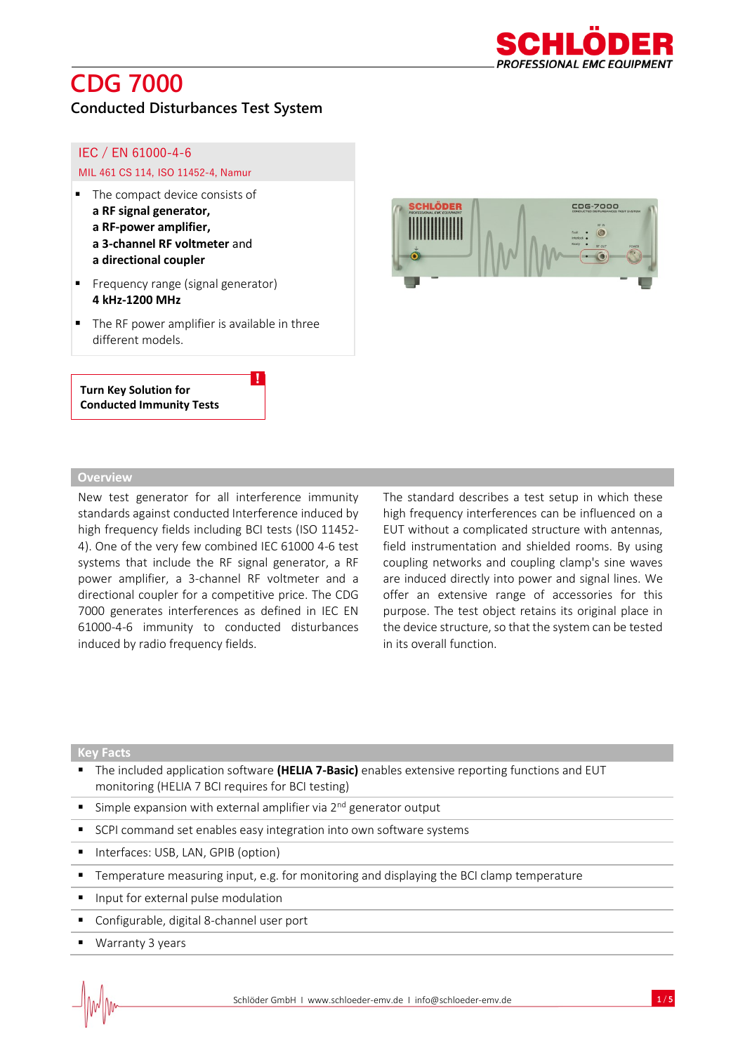# CDG 7000

## Conducted Disturbances Test System

**IEC / EN 61000-4-6**

MIL 461 CS 114, ISO 11452-4, Namur

- The compact device consists of **a RF signal generator, a RF-power amplifier, a 3-channel RF voltmeter** and **a directional coupler**
- Frequency range (signal generator) **4 kHz-1200 MHz**
- The RF power amplifier is available in three different models.

**Turn Key Solution for Conducted Immunity Tests**

## Overview

New test generator for all interference immunity standards against conducted Interference induced by high frequency fields including BCI tests (ISO 11452-4). One of the very few combined IEC 61000 4-6 test systems that include the RF signal generator, a RF power amplifier, a 3-channel RF voltmeter and a directional coupler for a competitive price. The CDG 7000 generates interferences as defined in IEC EN 61000-4-6 immunity to conducted disturbances induced by radio frequency fields.

The standard describes a test setup in which these high frequency interferences can be influenced on a EUT without a complicated structure with antennas, field instrumentation and shielded rooms. By using coupling networks and coupling clamp's sine waves are induced directly into power and signal lines. We offer an extensive range of accessories for this purpose. The test object retains its original place in the device structure, so that the system can be tested in its overall function.

## Key Facts

- The included application software **(HELIA 7-Basic)** enables extensive reporting functions and EUT monitoring (HELIA 7 BCI requires for BCI testing)
- Simple expansion with external amplifier via 2nd generator output
- SCPI command set enables easy integration into own software systems
- Interfaces: USB, LAN, GPIB (option)
- Temperature measuring input, e.g. for monitoring and displaying the BCI clamp temperature
- Input for external pulse modulation
- Configurable, digital 8-channel user port
- Warranty 3 years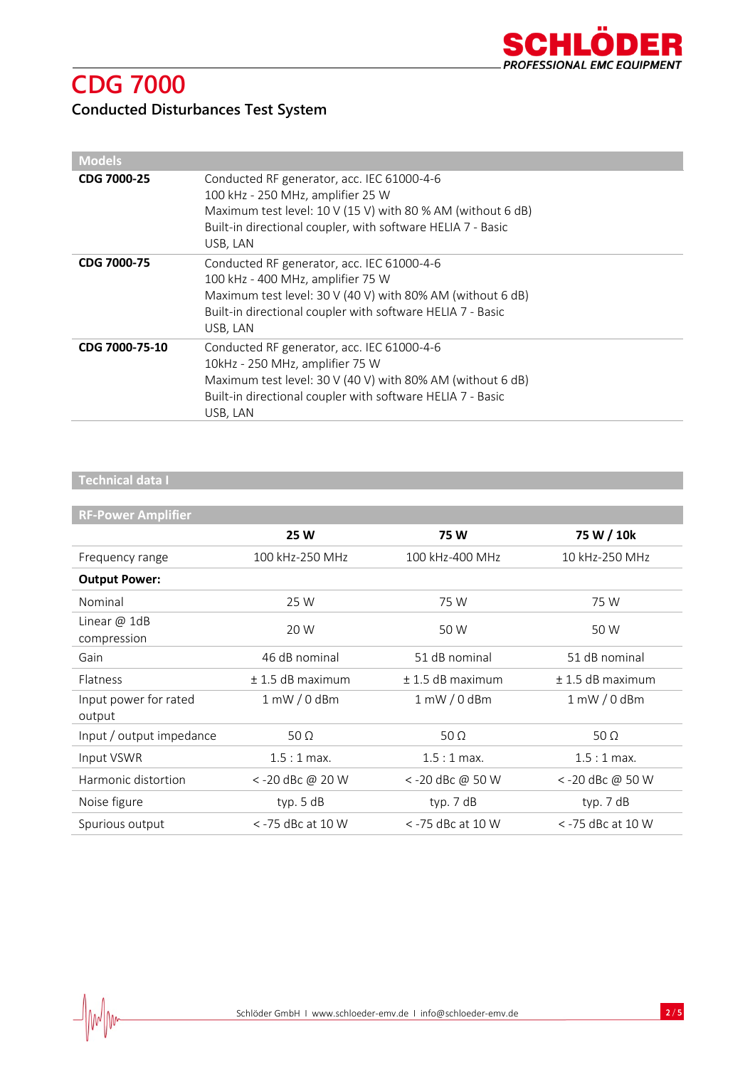# CDG 7000

## Conducted Disturbances Test System

| Models | |
|---|---|
| **CDG 7000-25** | Conducted RF generator, acc. IEC 61000-4-6<br>100 kHz - 250 MHz, amplifier 25 W<br>Maximum test level: 10 V (15 V) with 80 % AM (without 6 dB)<br>Built-in directional coupler, with software HELIA 7 - Basic<br>USB, LAN |
| **CDG 7000-75** | Conducted RF generator, acc. IEC 61000-4-6<br>100 kHz - 400 MHz, amplifier 75 W<br>Maximum test level: 30 V (40 V) with 80% AM (without 6 dB)<br>Built-in directional coupler with software HELIA 7 - Basic<br>USB, LAN |
| **CDG 7000-75-10** | Conducted RF generator, acc. IEC 61000-4-6<br>10kHz - 250 MHz, amplifier 75 W<br>Maximum test level: 30 V (40 V) with 80% AM (without 6 dB)<br>Built-in directional coupler with software HELIA 7 - Basic<br>USB, LAN |

### Technical data I

| RF-Power Amplifier | **25 W** | **75 W** | **75 W / 10k** |
|---|---|---|---|
| Frequency range | 100 kHz-250 MHz | 100 kHz-400 MHz | 10 kHz-250 MHz |
| **Output Power:** | | | |
| Nominal | 25 W | 75 W | 75 W |
| Linear @ 1dB compression | 20 W | 50 W | 50 W |
| Gain | 46 dB nominal | 51 dB nominal | 51 dB nominal |
| Flatness | ± 1.5 dB maximum | ± 1.5 dB maximum | ± 1.5 dB maximum |
| Input power for rated output | 1 mW / 0 dBm | 1 mW / 0 dBm | 1 mW / 0 dBm |
| Input / output impedance | 50 Ω | 50 Ω | 50 Ω |
| Input VSWR | 1.5 : 1 max. | 1.5 : 1 max. | 1.5 : 1 max. |
| Harmonic distortion | < -20 dBc @ 20 W | < -20 dBc @ 50 W | < -20 dBc @ 50 W |
| Noise figure | typ. 5 dB | typ. 7 dB | typ. 7 dB |
| Spurious output | < -75 dBc at 10 W | < -75 dBc at 10 W | < -75 dBc at 10 W |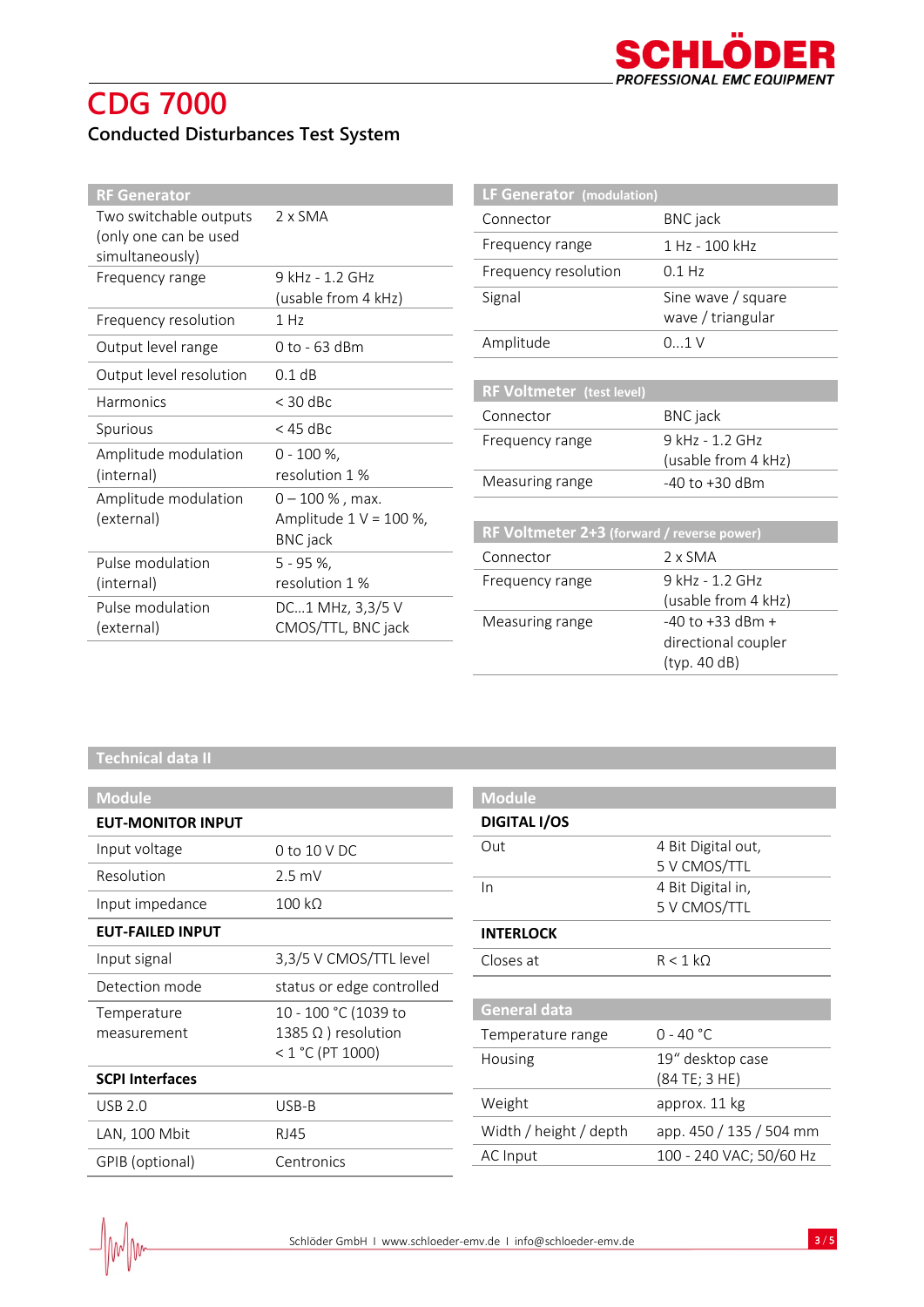# CDG 7000

## Conducted Disturbances Test System

| RF Generator | |
|---|---|
| Two switchable outputs (only one can be used simultaneously) | 2 x SMA |
| Frequency range | 9 kHz - 1.2 GHz (usable from 4 kHz) |
| Frequency resolution | 1 Hz |
| Output level range | 0 to - 63 dBm |
| Output level resolution | 0.1 dB |
| Harmonics | < 30 dBc |
| Spurious | < 45 dBc |
| Amplitude modulation (internal) | 0 - 100 %, resolution 1 % |
| Amplitude modulation (external) | 0 – 100 % , max. Amplitude 1 V = 100 %, BNC jack |
| Pulse modulation (internal) | 5 - 95 %, resolution 1 % |
| Pulse modulation (external) | DC...1 MHz, 3,3/5 V CMOS/TTL, BNC jack |

| LF Generator (modulation) | |
|---|---|
| Connector | BNC jack |
| Frequency range | 1 Hz - 100 kHz |
| Frequency resolution | 0.1 Hz |
| Signal | Sine wave / square wave / triangular |
| Amplitude | 0...1 V |

| RF Voltmeter (test level) | |
|---|---|
| Connector | BNC jack |
| Frequency range | 9 kHz - 1.2 GHz (usable from 4 kHz) |
| Measuring range | -40 to +30 dBm |

| RF Voltmeter 2+3 (forward / reverse power) | |
|---|---|
| Connector | 2 x SMA |
| Frequency range | 9 kHz - 1.2 GHz (usable from 4 kHz) |
| Measuring range | -40 to +33 dBm + directional coupler (typ. 40 dB) |

## Technical data II

| Module | |
|---|---|
| **EUT-MONITOR INPUT** | |
| Input voltage | 0 to 10 V DC |
| Resolution | 2.5 mV |
| Input impedance | 100 kΩ |
| **EUT-FAILED INPUT** | |
| Input signal | 3,3/5 V CMOS/TTL level |
| Detection mode | status or edge controlled |
| Temperature measurement | 10 - 100 °C (1039 to 1385 Ω ) resolution < 1 °C (PT 1000) |
| **SCPI Interfaces** | |
| USB 2.0 | USB-B |
| LAN, 100 Mbit | RJ45 |
| GPIB (optional) | Centronics |

| Module | |
|---|---|
| **DIGITAL I/OS** | |
| Out | 4 Bit Digital out, 5 V CMOS/TTL |
| In | 4 Bit Digital in, 5 V CMOS/TTL |
| **INTERLOCK** | |
| Closes at | R < 1 kΩ |

| General data | |
|---|---|
| Temperature range | 0 - 40 °C |
| Housing | 19“ desktop case (84 TE; 3 HE) |
| Weight | approx. 11 kg |
| Width / height / depth | app. 450 / 135 / 504 mm |
| AC Input | 100 - 240 VAC; 50/60 Hz |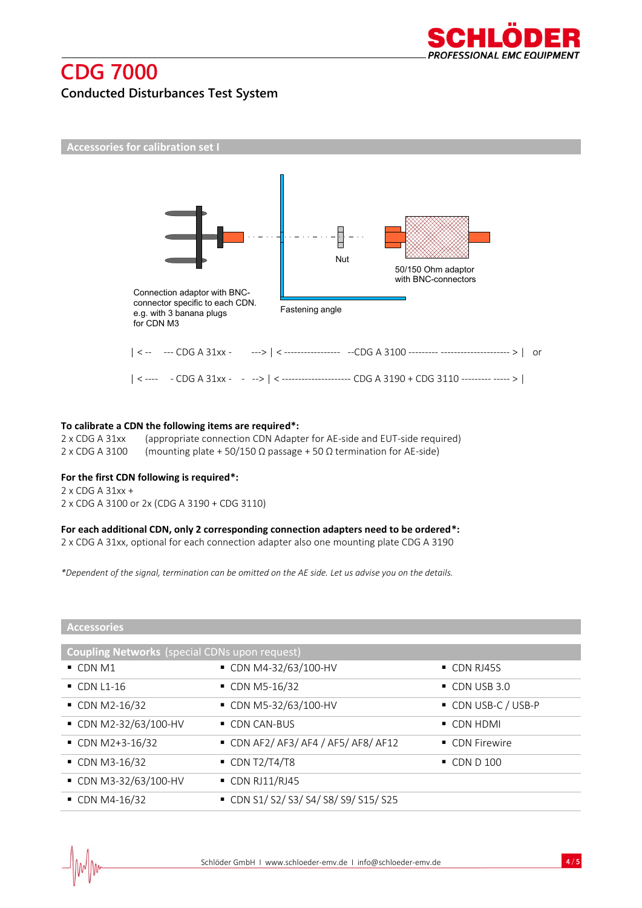# CDG 7000

Conducted Disturbances Test System

## Accessories for calibration set I

Connection adaptor with BNC-connector specific to each CDN. e.g. with 3 banana plugs for CDN M3

Fastening angle

Nut

50/150 Ohm adaptor with BNC-connectors

| <-- --- CDG A 31xx - ---> | <----------------- --CDG A 3100 --------- --------------------- > | or

| <---- - CDG A 31xx - - --> | <--------------------- CDG A 3190 + CDG 3110 --------- ----- > |

**To calibrate a CDN the following items are required*:**

2 x CDG A 31xx (appropriate connection CDN Adapter for AE-side and EUT-side required)
2 x CDG A 3100 (mounting plate + 50/150 Ω passage + 50 Ω termination for AE-side)

**For the first CDN following is required*:**

2 x CDG A 31xx +
2 x CDG A 3100 or 2x (CDG A 3190 + CDG 3110)

**For each additional CDN, only 2 corresponding connection adapters need to be ordered*:**

2 x CDG A 31xx, optional for each connection adapter also one mounting plate CDG A 3190

*\*Dependent of the signal, termination can be omitted on the AE side. Let us advise you on the details.*

## Accessories

| **Coupling Networks** (special CDNs upon request) | | |
|---|---|---|
| ▪ CDN M1 | ▪ CDN M4-32/63/100-HV | ▪ CDN RJ45S |
| ▪ CDN L1-16 | ▪ CDN M5-16/32 | ▪ CDN USB 3.0 |
| ▪ CDN M2-16/32 | ▪ CDN M5-32/63/100-HV | ▪ CDN USB-C / USB-P |
| ▪ CDN M2-32/63/100-HV | ▪ CDN CAN-BUS | ▪ CDN HDMI |
| ▪ CDN M2+3-16/32 | ▪ CDN AF2/ AF3/ AF4 / AF5/ AF8/ AF12 | ▪ CDN Firewire |
| ▪ CDN M3-16/32 | ▪ CDN T2/T4/T8 | ▪ CDN D 100 |
| ▪ CDN M3-32/63/100-HV | ▪ CDN RJ11/RJ45 | |
| ▪ CDN M4-16/32 | ▪ CDN S1/ S2/ S3/ S4/ S8/ S9/ S15/ S25 | |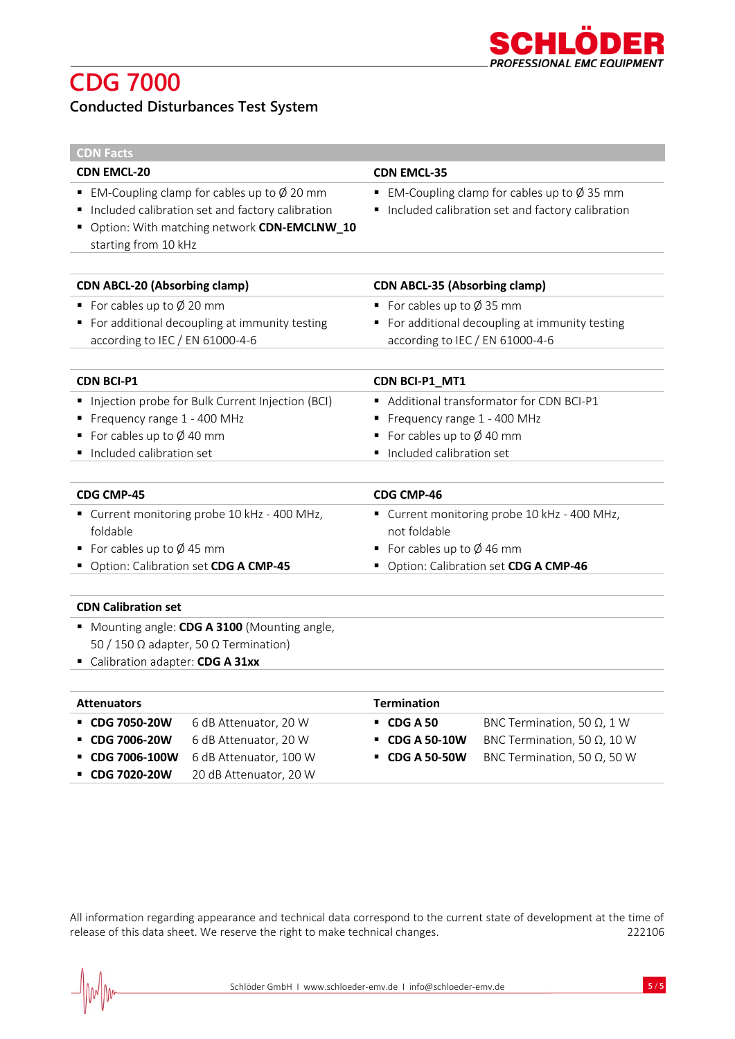# CDG 7000

## Conducted Disturbances Test System

### CDN Facts

#### CDN EMCL-20

- EM-Coupling clamp for cables up to Ø 20 mm
- Included calibration set and factory calibration
- Option: With matching network **CDN-EMCLNW_10** starting from 10 kHz

#### CDN EMCL-35

- EM-Coupling clamp for cables up to Ø 35 mm
- Included calibration set and factory calibration

#### CDN ABCL-20 (Absorbing clamp)

- For cables up to Ø 20 mm
- For additional decoupling at immunity testing according to IEC / EN 61000-4-6

#### CDN ABCL-35 (Absorbing clamp)

- For cables up to Ø 35 mm
- For additional decoupling at immunity testing according to IEC / EN 61000-4-6

#### CDN BCI-P1

- Injection probe for Bulk Current Injection (BCI)
- Frequency range 1 - 400 MHz
- For cables up to Ø 40 mm
- Included calibration set

#### CDN BCI-P1_MT1

- Additional transformator for CDN BCI-P1
- Frequency range 1 - 400 MHz
- For cables up to Ø 40 mm
- Included calibration set

#### CDG CMP-45

- Current monitoring probe 10 kHz - 400 MHz, foldable
- For cables up to Ø 45 mm
- Option: Calibration set **CDG A CMP-45**

#### CDG CMP-46

- Current monitoring probe 10 kHz - 400 MHz, not foldable
- For cables up to Ø 46 mm
- Option: Calibration set **CDG A CMP-46**

#### CDN Calibration set

- Mounting angle: **CDG A 3100** (Mounting angle, 50 / 150 Ω adapter, 50 Ω Termination)
- Calibration adapter: **CDG A 31xx**

#### Attenuators

- **CDG 7050-20W** 6 dB Attenuator, 20 W
- **CDG 7006-20W** 6 dB Attenuator, 20 W
- **CDG 7006-100W** 6 dB Attenuator, 100 W
- **CDG 7020-20W** 20 dB Attenuator, 20 W

#### Termination

- **CDG A 50** BNC Termination, 50 Ω, 1 W
- **CDG A 50-10W** BNC Termination, 50 Ω, 10 W
- **CDG A 50-50W** BNC Termination, 50 Ω, 50 W

All information regarding appearance and technical data correspond to the current state of development at the time of release of this data sheet. We reserve the right to make technical changes. 222106